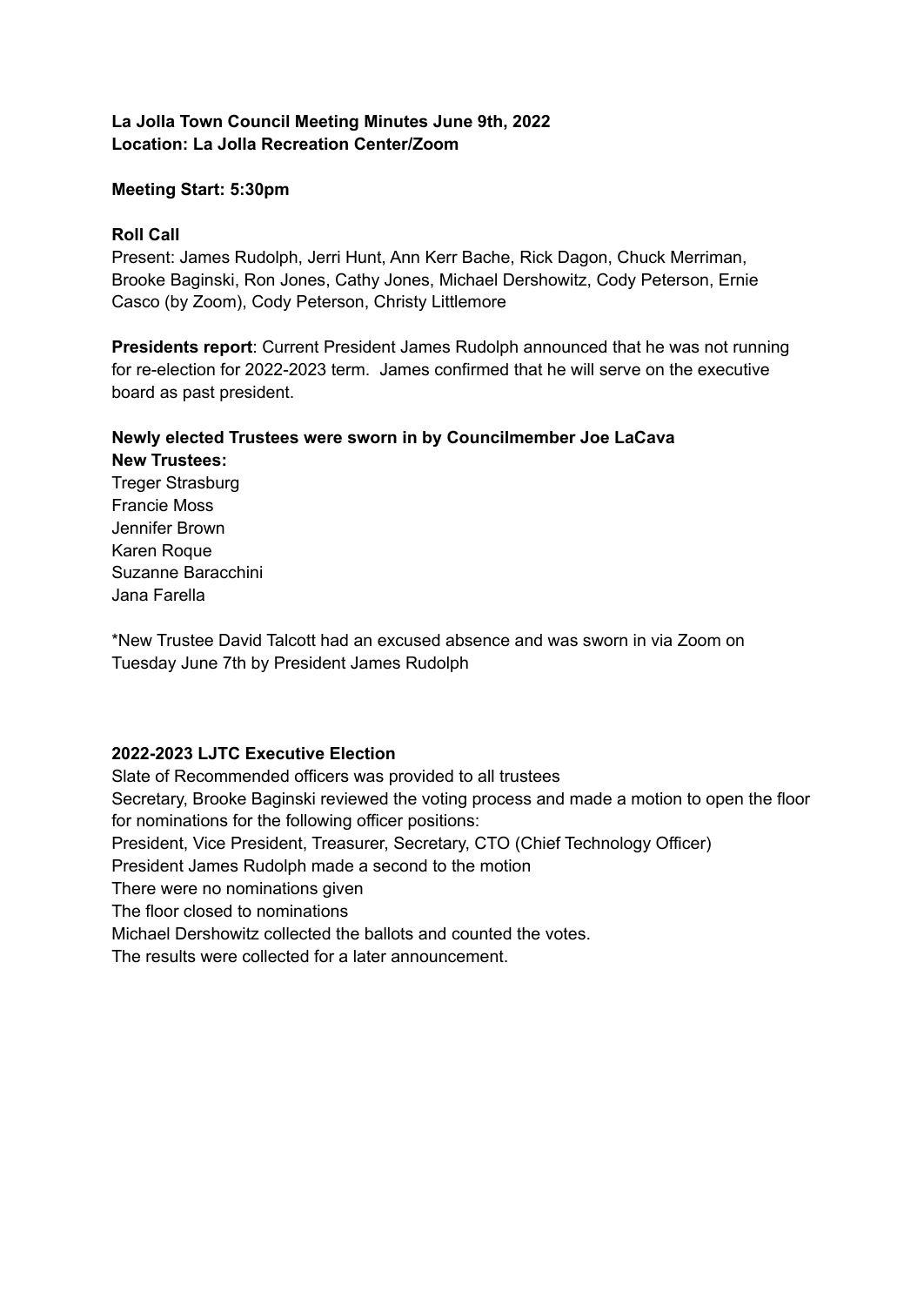**La Jolla Town Council Meeting Minutes June 9th, 2022**
**Location: La Jolla Recreation Center/Zoom**

**Meeting Start: 5:30pm**

**Roll Call**
Present: James Rudolph, Jerri Hunt, Ann Kerr Bache, Rick Dagon, Chuck Merriman, Brooke Baginski, Ron Jones, Cathy Jones, Michael Dershowitz, Cody Peterson, Ernie Casco (by Zoom), Cody Peterson, Christy Littlemore

**Presidents report**: Current President James Rudolph announced that he was not running for re-election for 2022-2023 term. James confirmed that he will serve on the executive board as past president.

**Newly elected Trustees were sworn in by Councilmember Joe LaCava**
**New Trustees:**
Treger Strasburg
Francie Moss
Jennifer Brown
Karen Roque
Suzanne Baracchini
Jana Farella

*New Trustee David Talcott had an excused absence and was sworn in via Zoom on Tuesday June 7th by President James Rudolph

**2022-2023 LJTC Executive Election**
Slate of Recommended officers was provided to all trustees
Secretary, Brooke Baginski reviewed the voting process and made a motion to open the floor for nominations for the following officer positions:
President, Vice President, Treasurer, Secretary, CTO (Chief Technology Officer)
President James Rudolph made a second to the motion
There were no nominations given
The floor closed to nominations
Michael Dershowitz collected the ballots and counted the votes.
The results were collected for a later announcement.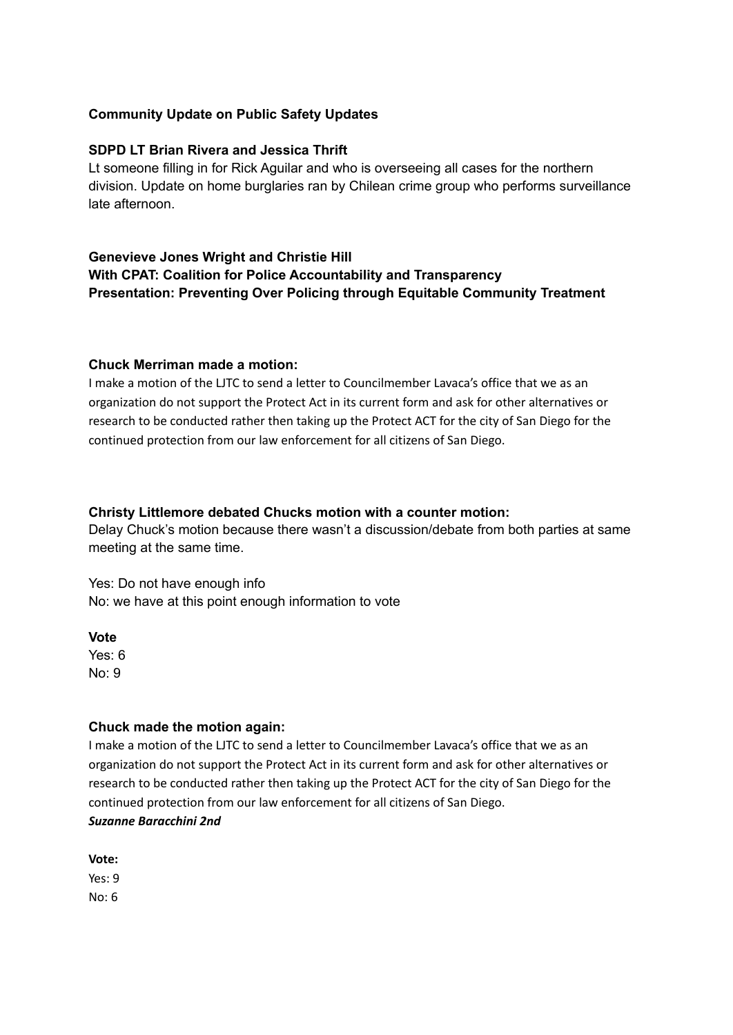**Community Update on Public Safety Updates**

**SDPD LT Brian Rivera and Jessica Thrift**

Lt someone filling in for Rick Aguilar and who is overseeing all cases for the northern division. Update on home burglaries ran by Chilean crime group who performs surveillance late afternoon.

**Genevieve Jones Wright and Christie Hill**
**With CPAT: Coalition for Police Accountability and Transparency**
**Presentation: Preventing Over Policing through Equitable Community Treatment**

**Chuck Merriman made a motion:**

I make a motion of the LJTC to send a letter to Councilmember Lavaca's office that we as an organization do not support the Protect Act in its current form and ask for other alternatives or research to be conducted rather then taking up the Protect ACT for the city of San Diego for the continued protection from our law enforcement for all citizens of San Diego.

**Christy Littlemore debated Chucks motion with a counter motion:**

Delay Chuck's motion because there wasn't a discussion/debate from both parties at same meeting at the same time.

Yes: Do not have enough info
No: we have at this point enough information to vote

**Vote**
Yes: 6
No: 9

**Chuck made the motion again:**

I make a motion of the LJTC to send a letter to Councilmember Lavaca's office that we as an organization do not support the Protect Act in its current form and ask for other alternatives or research to be conducted rather then taking up the Protect ACT for the city of San Diego for the continued protection from our law enforcement for all citizens of San Diego.
***Suzanne Baracchini 2nd***

**Vote:**
Yes: 9
No: 6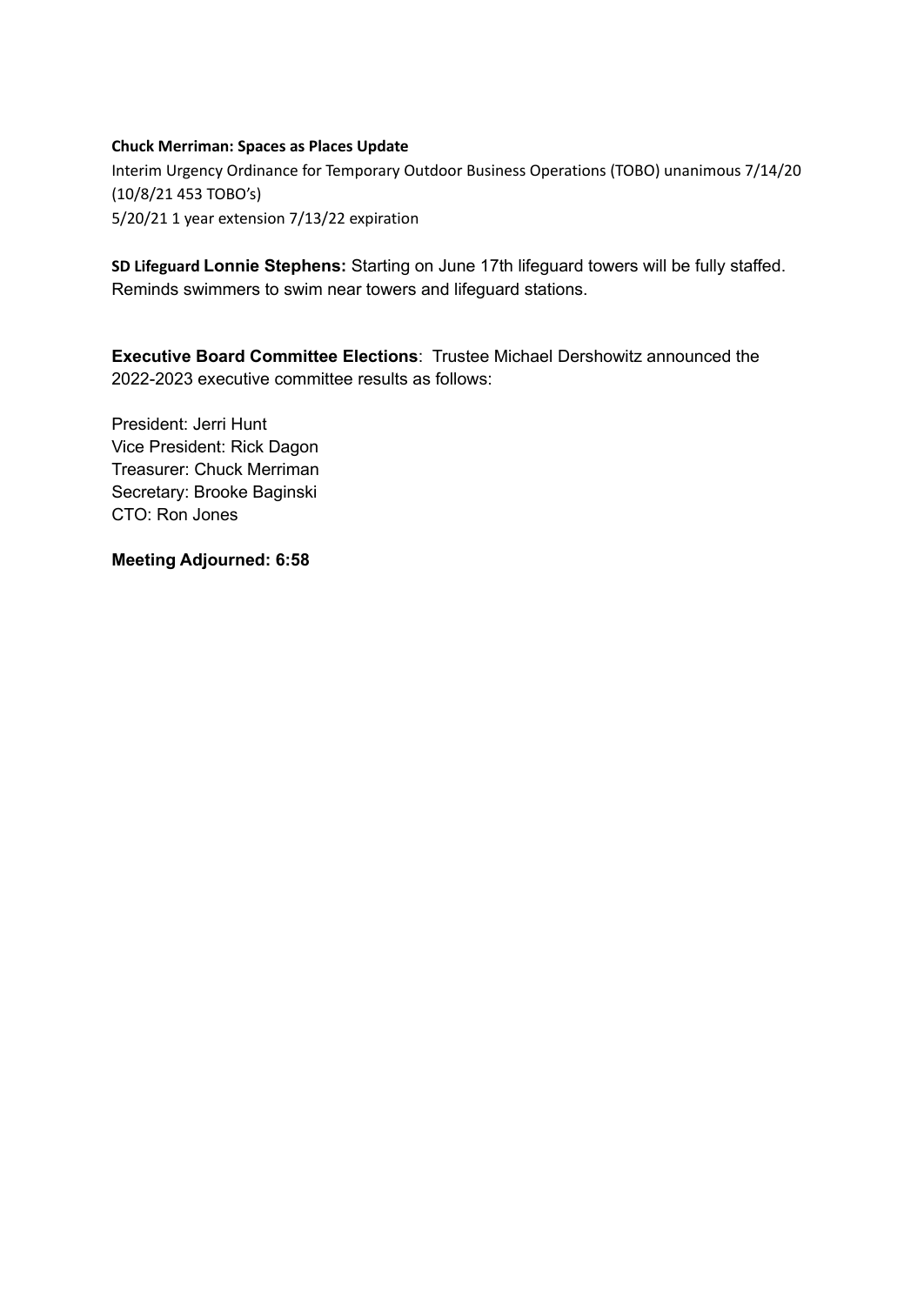**Chuck Merriman: Spaces as Places Update**

Interim Urgency Ordinance for Temporary Outdoor Business Operations (TOBO) unanimous 7/14/20 (10/8/21 453 TOBO's)
5/20/21 1 year extension 7/13/22 expiration

**SD Lifeguard Lonnie Stephens:** Starting on June 17th lifeguard towers will be fully staffed. Reminds swimmers to swim near towers and lifeguard stations.

**Executive Board Committee Elections**: Trustee Michael Dershowitz announced the 2022-2023 executive committee results as follows:

President: Jerri Hunt
Vice President: Rick Dagon
Treasurer: Chuck Merriman
Secretary: Brooke Baginski
CTO: Ron Jones

**Meeting Adjourned: 6:58**